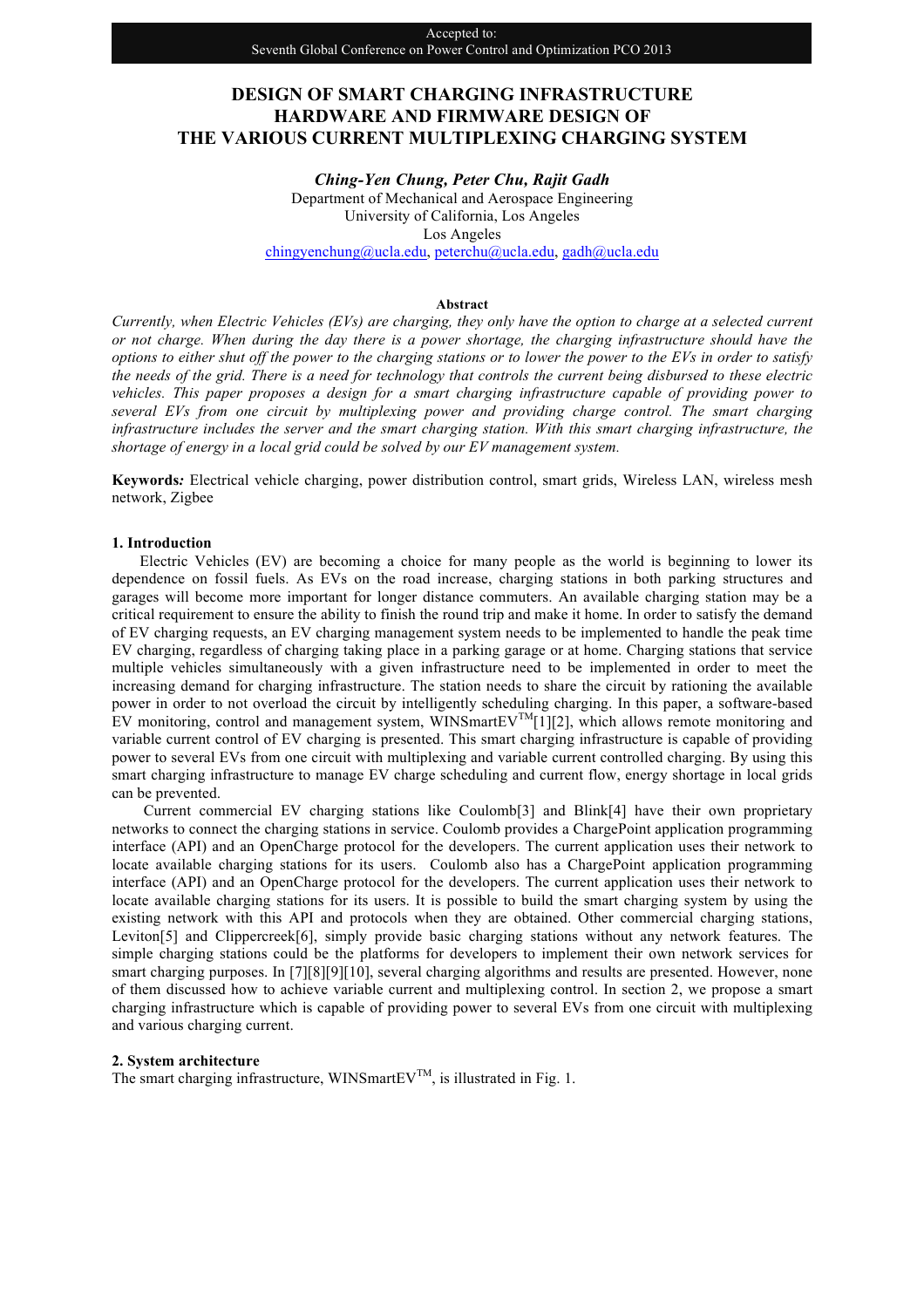Accepted to:
Seventh Global Conference on Power Control and Optimization PCO 2013

# DESIGN OF SMART CHARGING INFRASTRUCTURE HARDWARE AND FIRMWARE DESIGN OF THE VARIOUS CURRENT MULTIPLEXING CHARGING SYSTEM

***Ching-Yen Chung, Peter Chu, Rajit Gadh***

Department of Mechanical and Aerospace Engineering
University of California, Los Angeles
Los Angeles
chingyenchung@ucla.edu, peterchu@ucla.edu, gadh@ucla.edu

**Abstract**

*Currently, when Electric Vehicles (EVs) are charging, they only have the option to charge at a selected current or not charge. When during the day there is a power shortage, the charging infrastructure should have the options to either shut off the power to the charging stations or to lower the power to the EVs in order to satisfy the needs of the grid. There is a need for technology that controls the current being disbursed to these electric vehicles. This paper proposes a design for a smart charging infrastructure capable of providing power to several EVs from one circuit by multiplexing power and providing charge control. The smart charging infrastructure includes the server and the smart charging station. With this smart charging infrastructure, the shortage of energy in a local grid could be solved by our EV management system.*

**Keywords*:*** Electrical vehicle charging, power distribution control, smart grids, Wireless LAN, wireless mesh network, Zigbee

## 1. Introduction

Electric Vehicles (EV) are becoming a choice for many people as the world is beginning to lower its dependence on fossil fuels. As EVs on the road increase, charging stations in both parking structures and garages will become more important for longer distance commuters. An available charging station may be a critical requirement to ensure the ability to finish the round trip and make it home. In order to satisfy the demand of EV charging requests, an EV charging management system needs to be implemented to handle the peak time EV charging, regardless of charging taking place in a parking garage or at home. Charging stations that service multiple vehicles simultaneously with a given infrastructure need to be implemented in order to meet the increasing demand for charging infrastructure. The station needs to share the circuit by rationing the available power in order to not overload the circuit by intelligently scheduling charging. In this paper, a software-based EV monitoring, control and management system, WINSmartEV$^{TM}$[1][2], which allows remote monitoring and variable current control of EV charging is presented. This smart charging infrastructure is capable of providing power to several EVs from one circuit with multiplexing and variable current controlled charging. By using this smart charging infrastructure to manage EV charge scheduling and current flow, energy shortage in local grids can be prevented.

Current commercial EV charging stations like Coulomb[3] and Blink[4] have their own proprietary networks to connect the charging stations in service. Coulomb provides a ChargePoint application programming interface (API) and an OpenCharge protocol for the developers. The current application uses their network to locate available charging stations for its users. Coulomb also has a ChargePoint application programming interface (API) and an OpenCharge protocol for the developers. The current application uses their network to locate available charging stations for its users. It is possible to build the smart charging system by using the existing network with this API and protocols when they are obtained. Other commercial charging stations, Leviton[5] and Clippercreek[6], simply provide basic charging stations without any network features. The simple charging stations could be the platforms for developers to implement their own network services for smart charging purposes. In [7][8][9][10], several charging algorithms and results are presented. However, none of them discussed how to achieve variable current and multiplexing control. In section 2, we propose a smart charging infrastructure which is capable of providing power to several EVs from one circuit with multiplexing and various charging current.

## 2. System architecture

The smart charging infrastructure, WINSmartEV$^{TM}$, is illustrated in Fig. 1.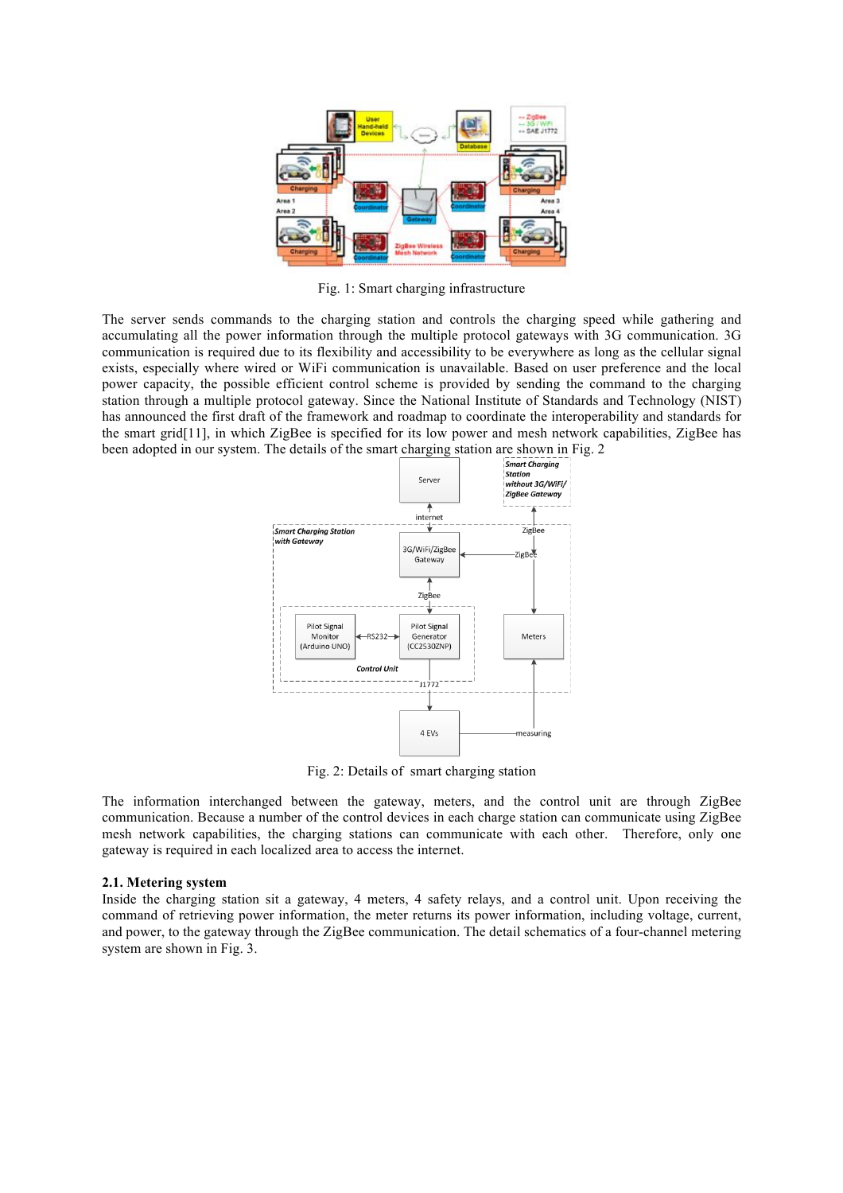Fig. 1: Smart charging infrastructure

The server sends commands to the charging station and controls the charging speed while gathering and accumulating all the power information through the multiple protocol gateways with 3G communication. 3G communication is required due to its flexibility and accessibility to be everywhere as long as the cellular signal exists, especially where wired or WiFi communication is unavailable. Based on user preference and the local power capacity, the possible efficient control scheme is provided by sending the command to the charging station through a multiple protocol gateway. Since the National Institute of Standards and Technology (NIST) has announced the first draft of the framework and roadmap to coordinate the interoperability and standards for the smart grid[11], in which ZigBee is specified for its low power and mesh network capabilities, ZigBee has been adopted in our system. The details of the smart charging station are shown in Fig. 2

Fig. 2: Details of smart charging station

The information interchanged between the gateway, meters, and the control unit are through ZigBee communication. Because a number of the control devices in each charge station can communicate using ZigBee mesh network capabilities, the charging stations can communicate with each other. Therefore, only one gateway is required in each localized area to access the internet.

### 2.1. Metering system

Inside the charging station sit a gateway, 4 meters, 4 safety relays, and a control unit. Upon receiving the command of retrieving power information, the meter returns its power information, including voltage, current, and power, to the gateway through the ZigBee communication. The detail schematics of a four-channel metering system are shown in Fig. 3.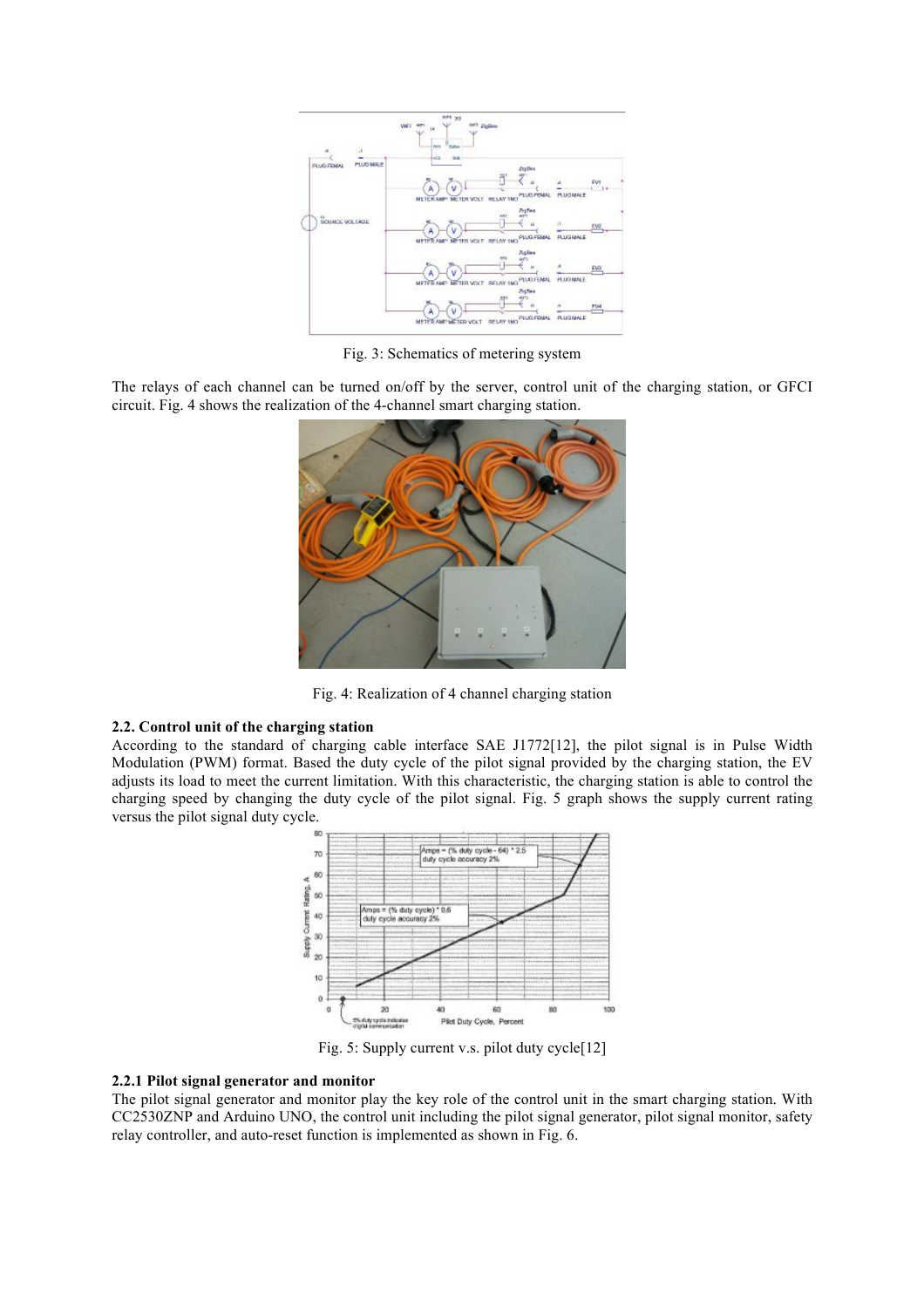Fig. 3: Schematics of metering system

The relays of each channel can be turned on/off by the server, control unit of the charging station, or GFCI circuit. Fig. 4 shows the realization of the 4-channel smart charging station.

Fig. 4: Realization of 4 channel charging station

### 2.2. Control unit of the charging station

According to the standard of charging cable interface SAE J1772[12], the pilot signal is in Pulse Width Modulation (PWM) format. Based the duty cycle of the pilot signal provided by the charging station, the EV adjusts its load to meet the current limitation. With this characteristic, the charging station is able to control the charging speed by changing the duty cycle of the pilot signal. Fig. 5 graph shows the supply current rating versus the pilot signal duty cycle.

Fig. 5: Supply current v.s. pilot duty cycle[12]

#### 2.2.1 Pilot signal generator and monitor

The pilot signal generator and monitor play the key role of the control unit in the smart charging station. With CC2530ZNP and Arduino UNO, the control unit including the pilot signal generator, pilot signal monitor, safety relay controller, and auto-reset function is implemented as shown in Fig. 6.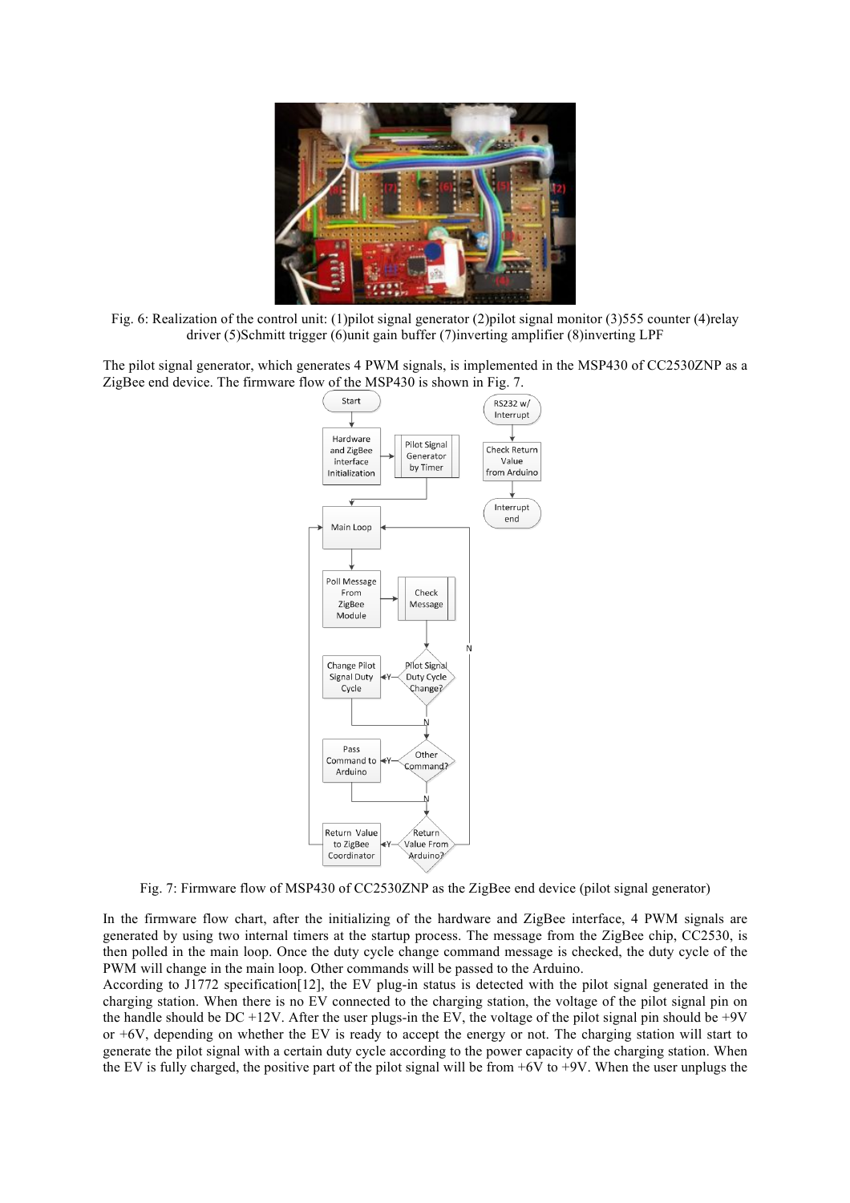Fig. 6: Realization of the control unit: (1)pilot signal generator (2)pilot signal monitor (3)555 counter (4)relay driver (5)Schmitt trigger (6)unit gain buffer (7)inverting amplifier (8)inverting LPF

The pilot signal generator, which generates 4 PWM signals, is implemented in the MSP430 of CC2530ZNP as a ZigBee end device. The firmware flow of the MSP430 is shown in Fig. 7.

Fig. 7: Firmware flow of MSP430 of CC2530ZNP as the ZigBee end device (pilot signal generator)

In the firmware flow chart, after the initializing of the hardware and ZigBee interface, 4 PWM signals are generated by using two internal timers at the startup process. The message from the ZigBee chip, CC2530, is then polled in the main loop. Once the duty cycle change command message is checked, the duty cycle of the PWM will change in the main loop. Other commands will be passed to the Arduino.

According to J1772 specification[12], the EV plug-in status is detected with the pilot signal generated in the charging station. When there is no EV connected to the charging station, the voltage of the pilot signal pin on the handle should be DC +12V. After the user plugs-in the EV, the voltage of the pilot signal pin should be +9V or +6V, depending on whether the EV is ready to accept the energy or not. The charging station will start to generate the pilot signal with a certain duty cycle according to the power capacity of the charging station. When the EV is fully charged, the positive part of the pilot signal will be from +6V to +9V. When the user unplugs the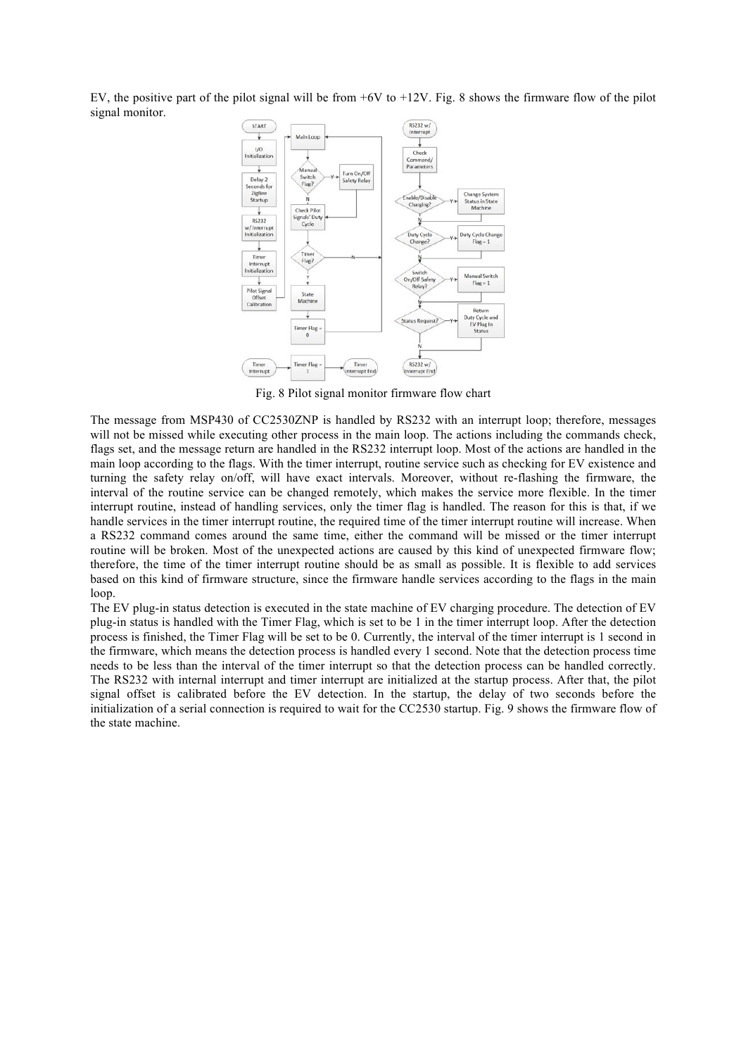EV, the positive part of the pilot signal will be from +6V to +12V. Fig. 8 shows the firmware flow of the pilot signal monitor.

Fig. 8 Pilot signal monitor firmware flow chart

The message from MSP430 of CC2530ZNP is handled by RS232 with an interrupt loop; therefore, messages will not be missed while executing other process in the main loop. The actions including the commands check, flags set, and the message return are handled in the RS232 interrupt loop. Most of the actions are handled in the main loop according to the flags. With the timer interrupt, routine service such as checking for EV existence and turning the safety relay on/off, will have exact intervals. Moreover, without re-flashing the firmware, the interval of the routine service can be changed remotely, which makes the service more flexible. In the timer interrupt routine, instead of handling services, only the timer flag is handled. The reason for this is that, if we handle services in the timer interrupt routine, the required time of the timer interrupt routine will increase. When a RS232 command comes around the same time, either the command will be missed or the timer interrupt routine will be broken. Most of the unexpected actions are caused by this kind of unexpected firmware flow; therefore, the time of the timer interrupt routine should be as small as possible. It is flexible to add services based on this kind of firmware structure, since the firmware handle services according to the flags in the main loop.

The EV plug-in status detection is executed in the state machine of EV charging procedure. The detection of EV plug-in status is handled with the Timer Flag, which is set to be 1 in the timer interrupt loop. After the detection process is finished, the Timer Flag will be set to be 0. Currently, the interval of the timer interrupt is 1 second in the firmware, which means the detection process is handled every 1 second. Note that the detection process time needs to be less than the interval of the timer interrupt so that the detection process can be handled correctly. The RS232 with internal interrupt and timer interrupt are initialized at the startup process. After that, the pilot signal offset is calibrated before the EV detection. In the startup, the delay of two seconds before the initialization of a serial connection is required to wait for the CC2530 startup. Fig. 9 shows the firmware flow of the state machine.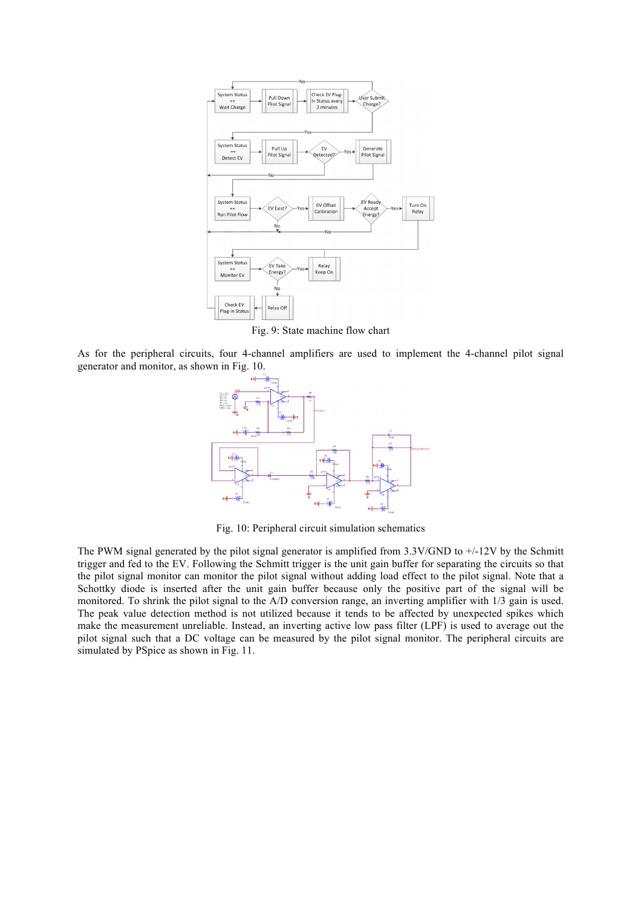Fig. 9: State machine flow chart

As for the peripheral circuits, four 4-channel amplifiers are used to implement the 4-channel pilot signal generator and monitor, as shown in Fig. 10.

Fig. 10: Peripheral circuit simulation schematics

The PWM signal generated by the pilot signal generator is amplified from 3.3V/GND to +/-12V by the Schmitt trigger and fed to the EV. Following the Schmitt trigger is the unit gain buffer for separating the circuits so that the pilot signal monitor can monitor the pilot signal without adding load effect to the pilot signal. Note that a Schottky diode is inserted after the unit gain buffer because only the positive part of the signal will be monitored. To shrink the pilot signal to the A/D conversion range, an inverting amplifier with 1/3 gain is used. The peak value detection method is not utilized because it tends to be affected by unexpected spikes which make the measurement unreliable. Instead, an inverting active low pass filter (LPF) is used to average out the pilot signal such that a DC voltage can be measured by the pilot signal monitor. The peripheral circuits are simulated by PSpice as shown in Fig. 11.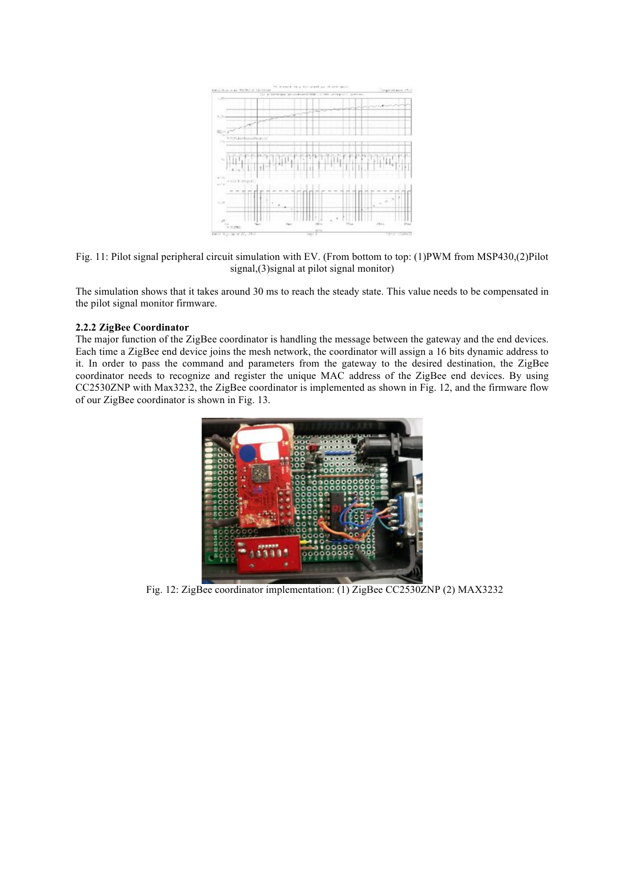Fig. 11: Pilot signal peripheral circuit simulation with EV. (From bottom to top: (1)PWM from MSP430,(2)Pilot signal,(3)signal at pilot signal monitor)

The simulation shows that it takes around 30 ms to reach the steady state. This value needs to be compensated in the pilot signal monitor firmware.

### 2.2.2 ZigBee Coordinator

The major function of the ZigBee coordinator is handling the message between the gateway and the end devices. Each time a ZigBee end device joins the mesh network, the coordinator will assign a 16 bits dynamic address to it. In order to pass the command and parameters from the gateway to the desired destination, the ZigBee coordinator needs to recognize and register the unique MAC address of the ZigBee end devices. By using CC2530ZNP with Max3232, the ZigBee coordinator is implemented as shown in Fig. 12, and the firmware flow of our ZigBee coordinator is shown in Fig. 13.

Fig. 12: ZigBee coordinator implementation: (1) ZigBee CC2530ZNP (2) MAX3232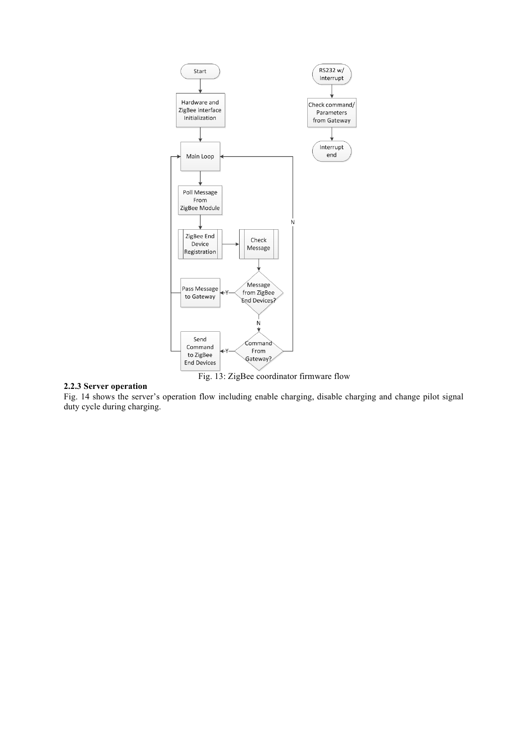Fig. 13: ZigBee coordinator firmware flow

### 2.2.3 Server operation

Fig. 14 shows the server's operation flow including enable charging, disable charging and change pilot signal duty cycle during charging.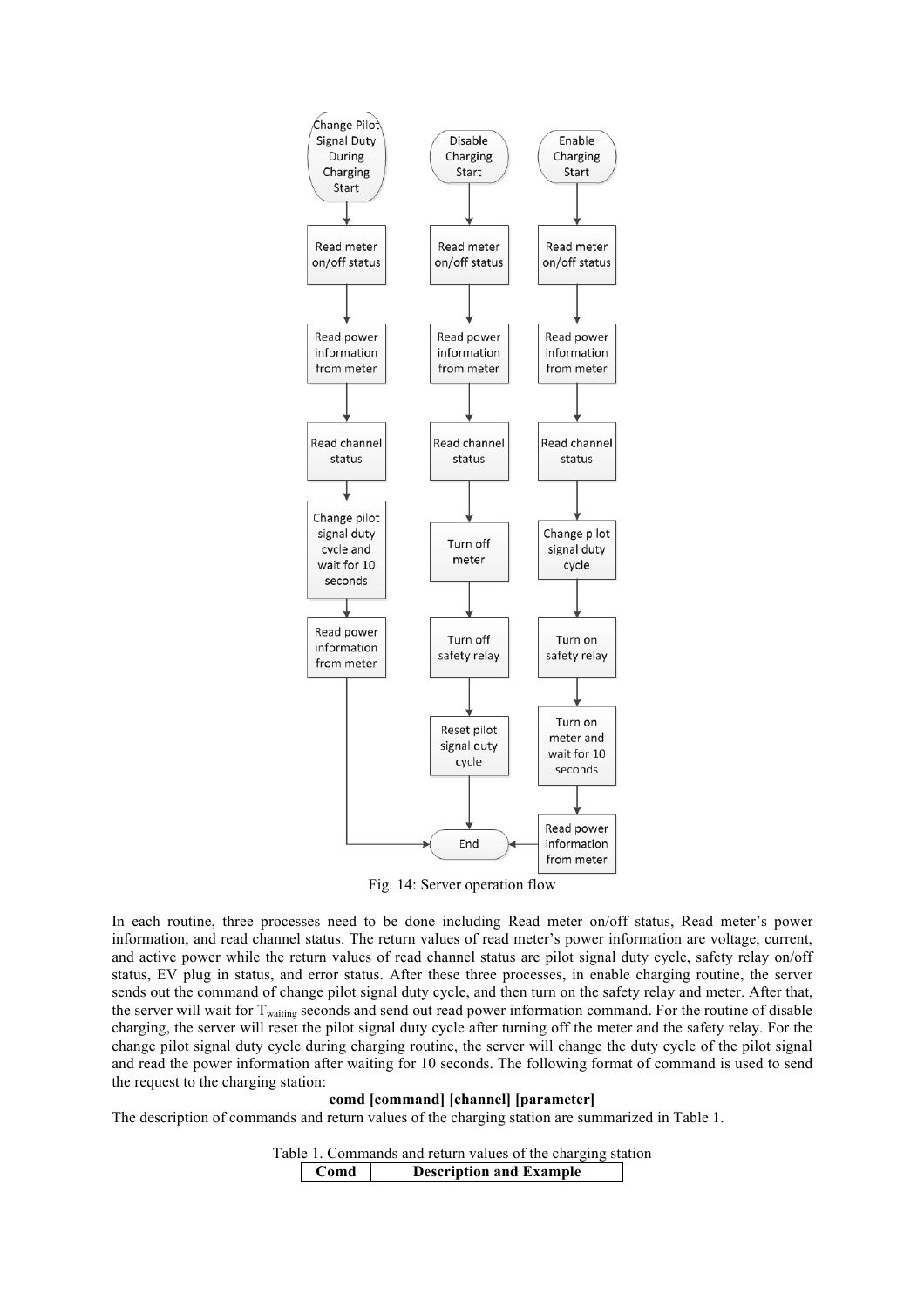Fig. 14: Server operation flow

In each routine, three processes need to be done including Read meter on/off status, Read meter's power information, and read channel status. The return values of read meter's power information are voltage, current, and active power while the return values of read channel status are pilot signal duty cycle, safety relay on/off status, EV plug in status, and error status. After these three processes, in enable charging routine, the server sends out the command of change pilot signal duty cycle, and then turn on the safety relay and meter. After that, the server will wait for $T_{waiting}$ seconds and send out read power information command. For the routine of disable charging, the server will reset the pilot signal duty cycle after turning off the meter and the safety relay. For the change pilot signal duty cycle during charging routine, the server will change the duty cycle of the pilot signal and read the power information after waiting for 10 seconds. The following format of command is used to send the request to the charging station:

**comd [command] [channel] [parameter]**

The description of commands and return values of the charging station are summarized in Table 1.

Table 1. Commands and return values of the charging station

| Comd | Description and Example |
|---|---|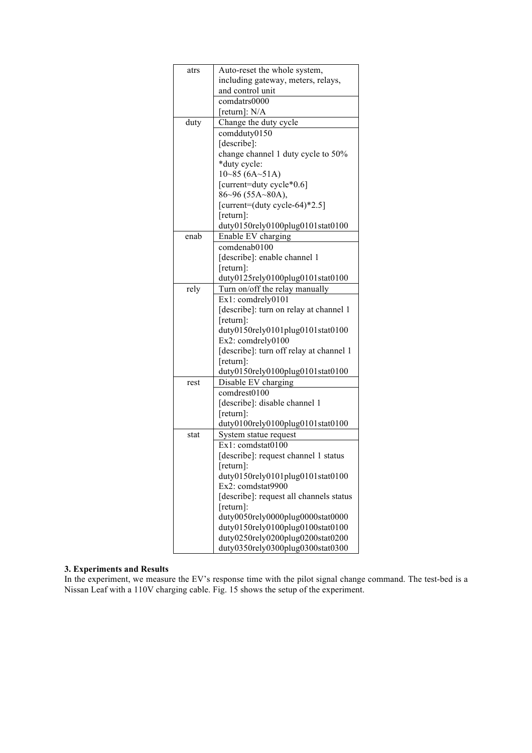| | |
|---|---|
| atrs | Auto-reset the whole system, including gateway, meters, relays, and control unit |
| | comdatrs0000<br>[return]: N/A |
| duty | Change the duty cycle |
| | comdduty0150<br>[describe]:<br>change channel 1 duty cycle to 50%<br>*duty cycle:<br>10~85 (6A~51A)<br>[current=duty cycle*0.6]<br>86~96 (55A~80A),<br>[current=(duty cycle-64)*2.5]<br>[return]:<br>duty0150rely0100plug0101stat0100 |
| enab | Enable EV charging |
| | comdenab0100<br>[describe]: enable channel 1<br>[return]:<br>duty0125rely0100plug0101stat0100 |
| rely | Turn on/off the relay manually |
| | Ex1: comdrely0101<br>[describe]: turn on relay at channel 1<br>[return]:<br>duty0150rely0101plug0101stat0100<br>Ex2: comdrely0100<br>[describe]: turn off relay at channel 1<br>[return]:<br>duty0150rely0100plug0101stat0100 |
| rest | Disable EV charging |
| | comdrest0100<br>[describe]: disable channel 1<br>[return]:<br>duty0100rely0100plug0101stat0100 |
| stat | System statue request |
| | Ex1: comdstat0100<br>[describe]: request channel 1 status<br>[return]:<br>duty0150rely0101plug0101stat0100<br>Ex2: comdstat9900<br>[describe]: request all channels status<br>[return]:<br>duty0050rely0000plug0000stat0000<br>duty0150rely0100plug0100stat0100<br>duty0250rely0200plug0200stat0200<br>duty0350rely0300plug0300stat0300 |

**3. Experiments and Results**

In the experiment, we measure the EV's response time with the pilot signal change command. The test-bed is a Nissan Leaf with a 110V charging cable. Fig. 15 shows the setup of the experiment.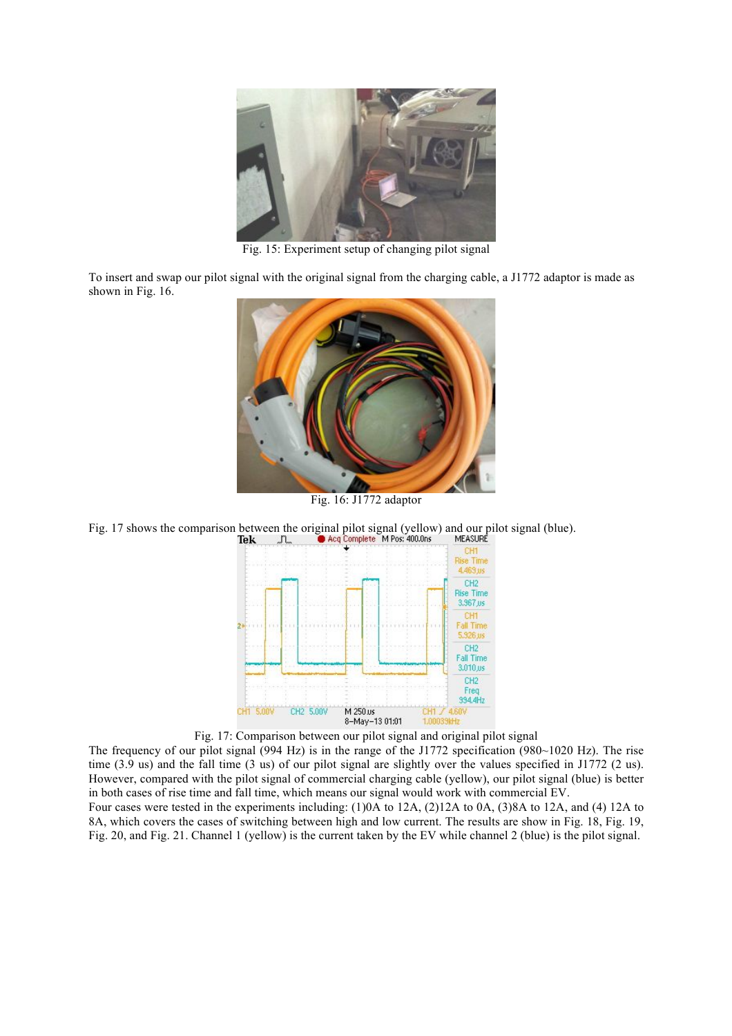Fig. 15: Experiment setup of changing pilot signal

To insert and swap our pilot signal with the original signal from the charging cable, a J1772 adaptor is made as shown in Fig. 16.

Fig. 16: J1772 adaptor

Fig. 17 shows the comparison between the original pilot signal (yellow) and our pilot signal (blue).

Fig. 17: Comparison between our pilot signal and original pilot signal

The frequency of our pilot signal (994 Hz) is in the range of the J1772 specification (980~1020 Hz). The rise time (3.9 us) and the fall time (3 us) of our pilot signal are slightly over the values specified in J1772 (2 us). However, compared with the pilot signal of commercial charging cable (yellow), our pilot signal (blue) is better in both cases of rise time and fall time, which means our signal would work with commercial EV.

Four cases were tested in the experiments including: (1)0A to 12A, (2)12A to 0A, (3)8A to 12A, and (4) 12A to 8A, which covers the cases of switching between high and low current. The results are show in Fig. 18, Fig. 19, Fig. 20, and Fig. 21. Channel 1 (yellow) is the current taken by the EV while channel 2 (blue) is the pilot signal.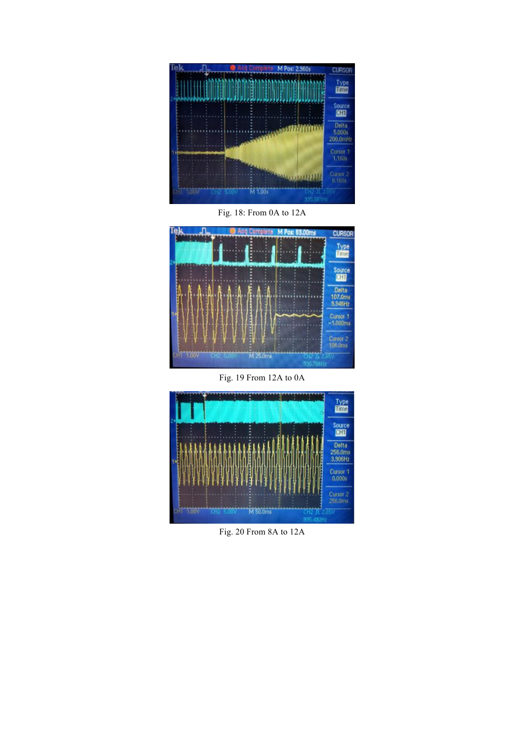Fig. 18: From 0A to 12A

Fig. 19 From 12A to 0A

Fig. 20 From 8A to 12A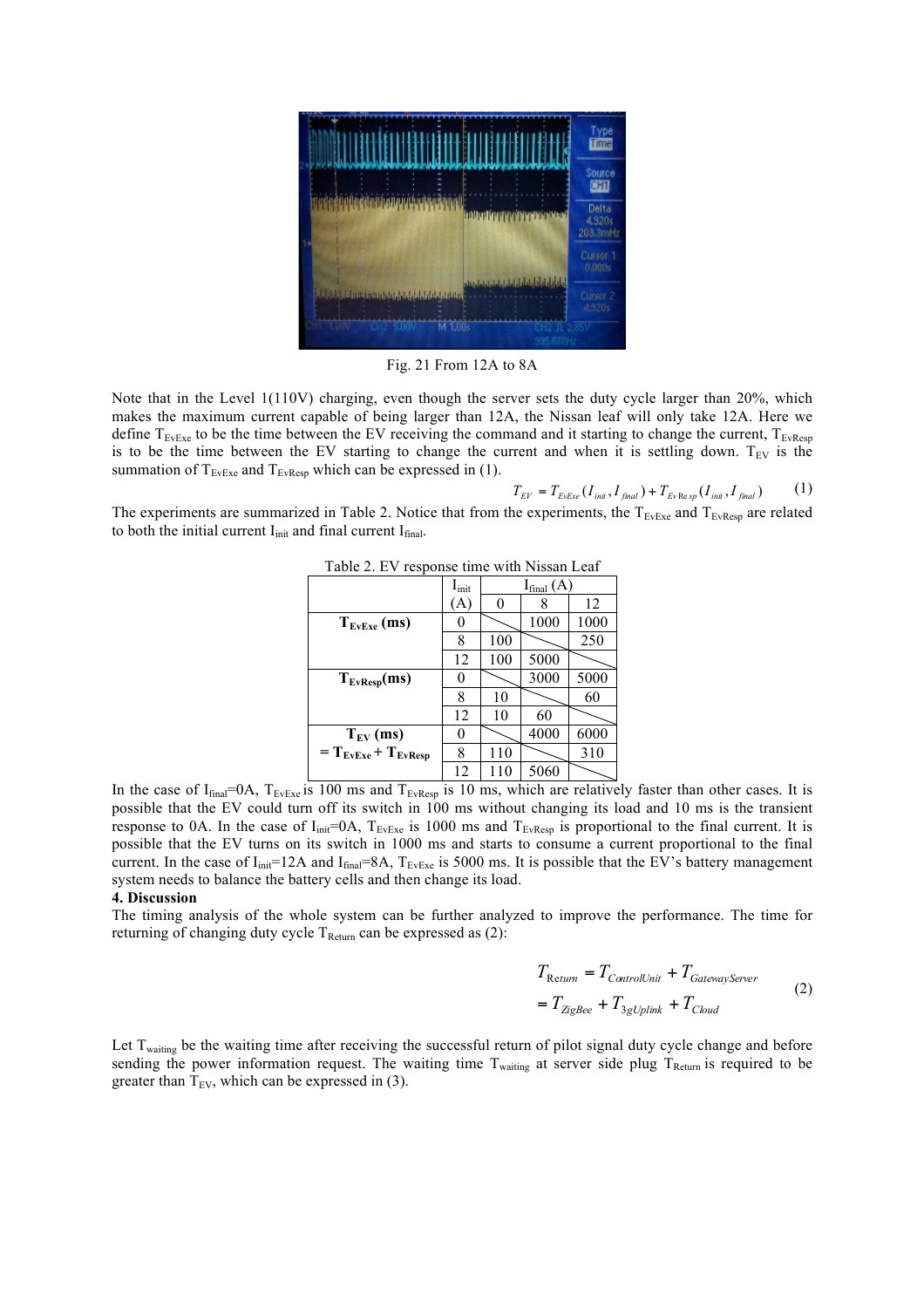Fig. 21 From 12A to 8A

Note that in the Level 1(110V) charging, even though the server sets the duty cycle larger than 20%, which makes the maximum current capable of being larger than 12A, the Nissan leaf will only take 12A. Here we define $T_{EvExe}$ to be the time between the EV receiving the command and it starting to change the current, $T_{EvResp}$ is to be the time between the EV starting to change the current and when it is settling down. $T_{EV}$ is the summation of $T_{EvExe}$ and $T_{EvResp}$ which can be expressed in (1).

$$T_{EV} = T_{EvExe}(I_{init}, I_{final}) + T_{EvResp}(I_{init}, I_{final}) \quad (1)$$

The experiments are summarized in Table 2. Notice that from the experiments, the $T_{EvExe}$ and $T_{EvResp}$ are related to both the initial current $I_{init}$ and final current $I_{final}$.

Table 2. EV response time with Nissan Leaf

| | $I_{init}$ (A) | $I_{final}$ (A) 0 | 8 | 12 |
|---|---|---|---|---|
| **$T_{EvExe}$ (ms)** | 0 | | 1000 | 1000 |
| | 8 | 100 | | 250 |
| | 12 | 100 | 5000 | |
| **$T_{EvResp}$(ms)** | 0 | | 3000 | 5000 |
| | 8 | 10 | | 60 |
| | 12 | 10 | 60 | |
| **$T_{EV}$ (ms) = $T_{EvExe}$ + $T_{EvResp}$** | 0 | | 4000 | 6000 |
| | 8 | 110 | | 310 |
| | 12 | 110 | 5060 | |

In the case of $I_{final}$=0A, $T_{EvExe}$ is 100 ms and $T_{EvResp}$ is 10 ms, which are relatively faster than other cases. It is possible that the EV could turn off its switch in 100 ms without changing its load and 10 ms is the transient response to 0A. In the case of $I_{init}$=0A, $T_{EvExe}$ is 1000 ms and $T_{EvResp}$ is proportional to the final current. It is possible that the EV turns on its switch in 1000 ms and starts to consume a current proportional to the final current. In the case of $I_{init}$=12A and $I_{final}$=8A, $T_{EvExe}$ is 5000 ms. It is possible that the EV's battery management system needs to balance the battery cells and then change its load.

**4. Discussion**

The timing analysis of the whole system can be further analyzed to improve the performance. The time for returning of changing duty cycle $T_{Return}$ can be expressed as (2):

$$\begin{aligned} T_{Return} &= T_{ControlUnit} + T_{GatewayServer} \\ &= T_{ZigBee} + T_{3gUplink} + T_{Cloud} \end{aligned} \quad (2)$$

Let $T_{waiting}$ be the waiting time after receiving the successful return of pilot signal duty cycle change and before sending the power information request. The waiting time $T_{waiting}$ at server side plug $T_{Return}$ is required to be greater than $T_{EV}$, which can be expressed in (3).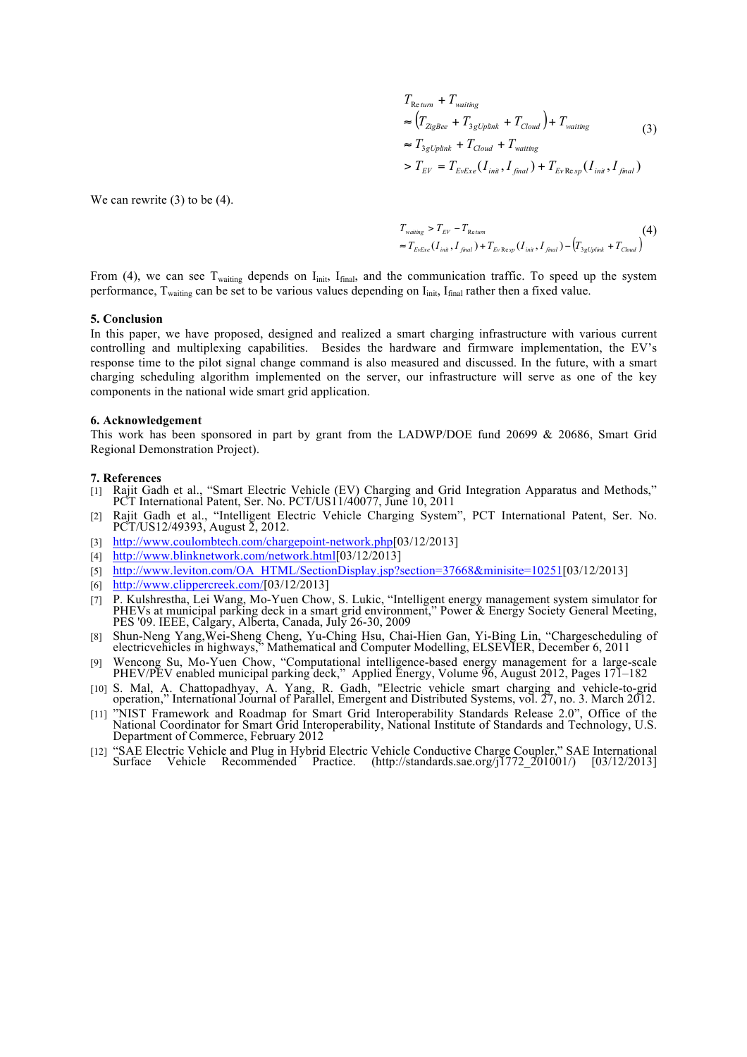$$
\begin{aligned}
& T_{Return} + T_{waiting} \\
& \approx \left(T_{ZigBee} + T_{3gUplink} + T_{Cloud}\right) + T_{waiting} \\
& \approx T_{3gUplink} + T_{Cloud} + T_{waiting} \\
& > T_{EV} = T_{EvExe}(I_{init}, I_{final}) + T_{EvResp}(I_{init}, I_{final})
\end{aligned} \tag{3}
$$

We can rewrite (3) to be (4).

$$
\begin{aligned}
& T_{waiting} > T_{EV} - T_{Return} \\
& \approx T_{EvExe}(I_{init}, I_{final}) + T_{EvResp}(I_{init}, I_{final}) - \left(T_{3gUplink} + T_{Cloud}\right)
\end{aligned} \tag{4}
$$

From (4), we can see $T_{waiting}$ depends on $I_{init}$, $I_{final}$, and the communication traffic. To speed up the system performance, $T_{waiting}$ can be set to be various values depending on $I_{init}$, $I_{final}$ rather then a fixed value.

## 5. Conclusion

In this paper, we have proposed, designed and realized a smart charging infrastructure with various current controlling and multiplexing capabilities. Besides the hardware and firmware implementation, the EV's response time to the pilot signal change command is also measured and discussed. In the future, with a smart charging scheduling algorithm implemented on the server, our infrastructure will serve as one of the key components in the national wide smart grid application.

## 6. Acknowledgement

This work has been sponsored in part by grant from the LADWP/DOE fund 20699 & 20686, Smart Grid Regional Demonstration Project).

## 7. References

[1] Rajit Gadh et al., "Smart Electric Vehicle (EV) Charging and Grid Integration Apparatus and Methods," PCT International Patent, Ser. No. PCT/US11/40077, June 10, 2011

[2] Rajit Gadh et al., "Intelligent Electric Vehicle Charging System", PCT International Patent, Ser. No. PCT/US12/49393, August 2, 2012.

[3] http://www.coulombtech.com/chargepoint-network.php[03/12/2013]

[4] http://www.blinknetwork.com/network.html[03/12/2013]

[5] http://www.leviton.com/OA_HTML/SectionDisplay.jsp?section=37668&minisite=10251[03/12/2013]

[6] http://www.clippercreek.com/[03/12/2013]

[7] P. Kulshrestha, Lei Wang, Mo-Yuen Chow, S. Lukic, "Intelligent energy management system simulator for PHEVs at municipal parking deck in a smart grid environment," Power & Energy Society General Meeting, PES '09. IEEE, Calgary, Alberta, Canada, July 26-30, 2009

[8] Shun-Neng Yang,Wei-Sheng Cheng, Yu-Ching Hsu, Chai-Hien Gan, Yi-Bing Lin, "Chargescheduling of electricvehicles in highways," Mathematical and Computer Modelling, ELSEVIER, December 6, 2011

[9] Wencong Su, Mo-Yuen Chow, "Computational intelligence-based energy management for a large-scale PHEV/PEV enabled municipal parking deck," Applied Energy, Volume 96, August 2012, Pages 171–182

[10] S. Mal, A. Chattopadhyay, A. Yang, R. Gadh, "Electric vehicle smart charging and vehicle-to-grid operation," International Journal of Parallel, Emergent and Distributed Systems, vol. 27, no. 3. March 2012.

[11] "NIST Framework and Roadmap for Smart Grid Interoperability Standards Release 2.0", Office of the National Coordinator for Smart Grid Interoperability, National Institute of Standards and Technology, U.S. Department of Commerce, February 2012

[12] "SAE Electric Vehicle and Plug in Hybrid Electric Vehicle Conductive Charge Coupler," SAE International Surface Vehicle Recommended Practice. (http://standards.sae.org/j1772_201001/) [03/12/2013]